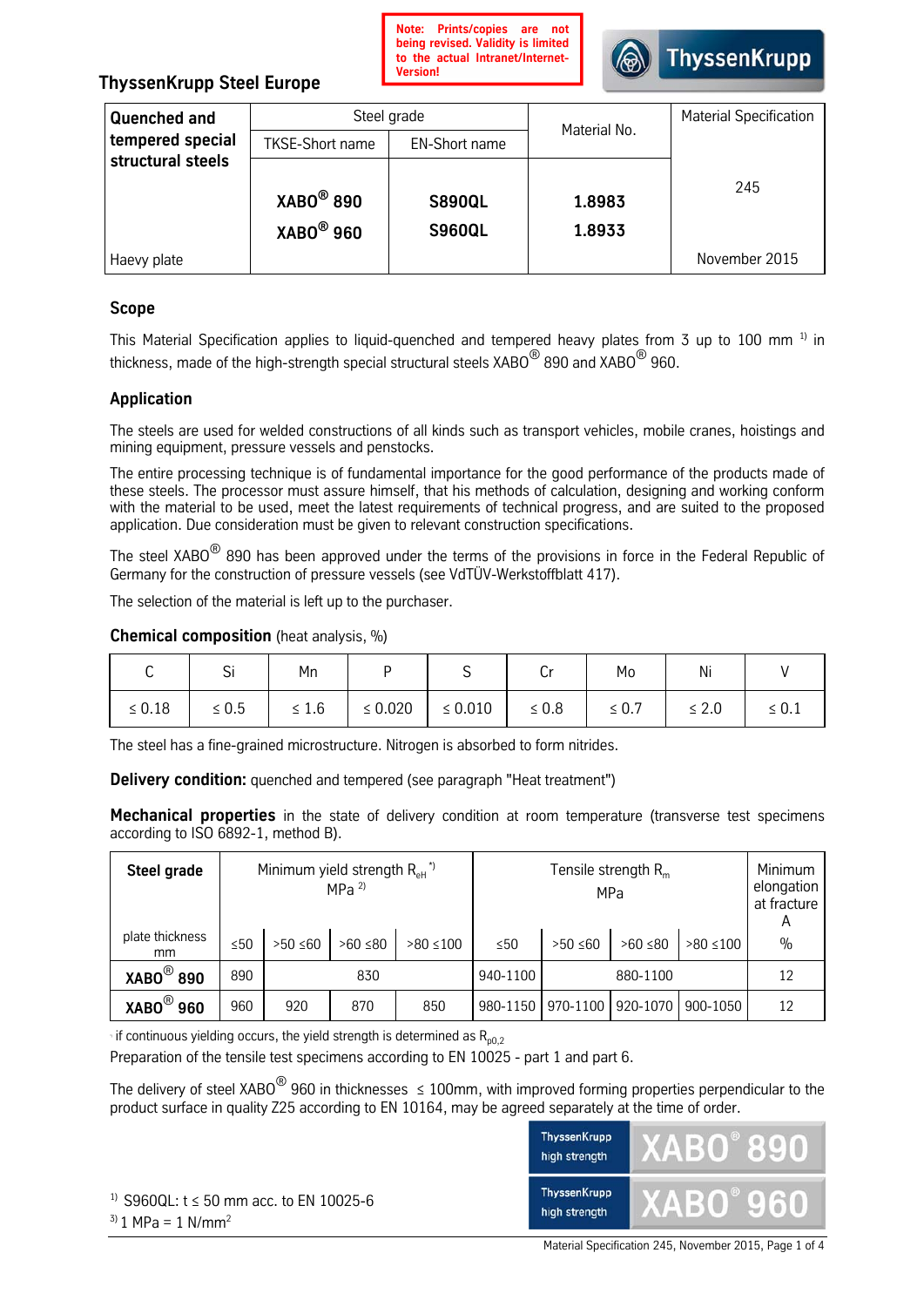Note: Prints/copies are not being revised. Validity is limited to the actual Intranet/Internet-Version!

**ThyssenKrupp Steel Europe**

| **Quenched and tempered special structural steels** | Steel grade | | Material No. | Material Specification |
|---|---|---|---|---|
| | TKSE-Short name | EN-Short name | | |
| | **XABO® 890** | **S890QL** | **1.8983** | 245 |
| | **XABO® 960** | **S960QL** | **1.8933** | |
| Haevy plate | | | | November 2015 |

## Scope

This Material Specification applies to liquid-quenched and tempered heavy plates from 3 up to 100 mm [1)] in thickness, made of the high-strength special structural steels XABO® 890 and XABO® 960.

## Application

The steels are used for welded constructions of all kinds such as transport vehicles, mobile cranes, hoistings and mining equipment, pressure vessels and penstocks.

The entire processing technique is of fundamental importance for the good performance of the products made of these steels. The processor must assure himself, that his methods of calculation, designing and working conform with the material to be used, meet the latest requirements of technical progress, and are suited to the proposed application. Due consideration must be given to relevant construction specifications.

The steel XABO® 890 has been approved under the terms of the provisions in force in the Federal Republic of Germany for the construction of pressure vessels (see VdTÜV-Werkstoffblatt 417).

The selection of the material is left up to the purchaser.

**Chemical composition** (heat analysis, %)

| C | Si | Mn | P | S | Cr | Mo | Ni | V |
|---|---|---|---|---|---|---|---|---|
| ≤ 0.18 | ≤ 0.5 | ≤ 1.6 | ≤ 0.020 | ≤ 0.010 | ≤ 0.8 | ≤ 0.7 | ≤ 2.0 | ≤ 0.1 |

The steel has a fine-grained microstructure. Nitrogen is absorbed to form nitrides.

**Delivery condition:** quenched and tempered (see paragraph "Heat treatment")

**Mechanical properties** in the state of delivery condition at room temperature (transverse test specimens according to ISO 6892-1, method B).

| **Steel grade** | Minimum yield strength $R_{eH}$ [*)] MPa [2)] | | | | Tensile strength $R_m$ MPa | | | | Minimum elongation at fracture A |
|---|---|---|---|---|---|---|---|---|---|
| plate thickness mm | ≤50 | >50 ≤60 | >60 ≤80 | >80 ≤100 | ≤50 | >50 ≤60 | >60 ≤80 | >80 ≤100 | % |
| **XABO® 890** | 890 | 830 | | | 940-1100 | 880-1100 | | | 12 |
| **XABO® 960** | 960 | 920 | 870 | 850 | 980-1150 | 970-1100 | 920-1070 | 900-1050 | 12 |

[*)] if continuous yielding occurs, the yield strength is determined as $R_{p0,2}$

Preparation of the tensile test specimens according to EN 10025 - part 1 and part 6.

The delivery of steel XABO® 960 in thicknesses ≤ 100mm, with improved forming properties perpendicular to the product surface in quality Z25 according to EN 10164, may be agreed separately at the time of order.

[1)] S960QL: t ≤ 50 mm acc. to EN 10025-6

[3)] 1 MPa = 1 N/mm²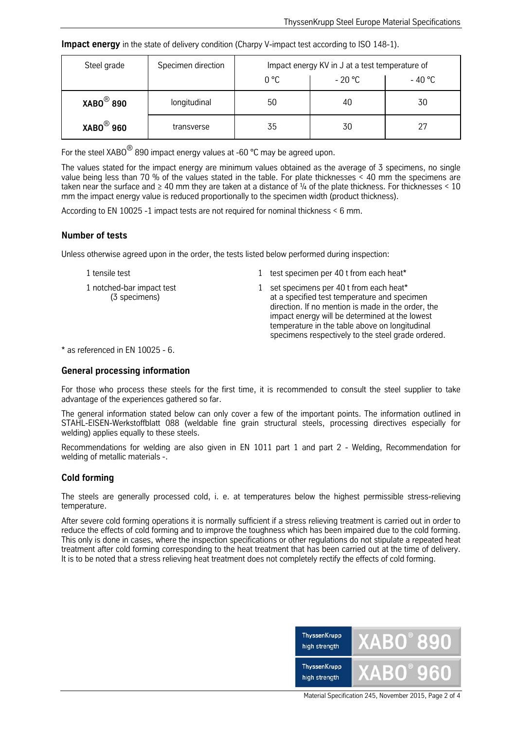**Impact energy** in the state of delivery condition (Charpy V-impact test according to ISO 148-1).

| Steel grade | Specimen direction | Impact energy KV in J at a test temperature of | | |
|---|---|---|---|---|
| | | 0 °C | - 20 °C | - 40 °C |
| **XABO® 890** | longitudinal | 50 | 40 | 30 |
| **XABO® 960** | transverse | 35 | 30 | 27 |

For the steel XABO® 890 impact energy values at -60 °C may be agreed upon.

The values stated for the impact energy are minimum values obtained as the average of 3 specimens, no single value being less than 70 % of the values stated in the table. For plate thicknesses < 40 mm the specimens are taken near the surface and ≥ 40 mm they are taken at a distance of ¼ of the plate thickness. For thicknesses < 10 mm the impact energy value is reduced proportionally to the specimen width (product thickness).

According to EN 10025 -1 impact tests are not required for nominal thickness < 6 mm.

## Number of tests

Unless otherwise agreed upon in the order, the tests listed below performed during inspection:

| | |
|---|---|
| 1 tensile test | 1 test specimen per 40 t from each heat* |
| 1 notched-bar impact test (3 specimens) | 1 set specimens per 40 t from each heat* at a specified test temperature and specimen direction. If no mention is made in the order, the impact energy will be determined at the lowest temperature in the table above on longitudinal specimens respectively to the steel grade ordered. |

\* as referenced in EN 10025 - 6.

## General processing information

For those who process these steels for the first time, it is recommended to consult the steel supplier to take advantage of the experiences gathered so far.

The general information stated below can only cover a few of the important points. The information outlined in STAHL-EISEN-Werkstoffblatt 088 (weldable fine grain structural steels, processing directives especially for welding) applies equally to these steels.

Recommendations for welding are also given in EN 1011 part 1 and part 2 - Welding, Recommendation for welding of metallic materials -.

## Cold forming

The steels are generally processed cold, i. e. at temperatures below the highest permissible stress-relieving temperature.

After severe cold forming operations it is normally sufficient if a stress relieving treatment is carried out in order to reduce the effects of cold forming and to improve the toughness which has been impaired due to the cold forming. This only is done in cases, where the inspection specifications or other regulations do not stipulate a repeated heat treatment after cold forming corresponding to the heat treatment that has been carried out at the time of delivery. It is to be noted that a stress relieving heat treatment does not completely rectify the effects of cold forming.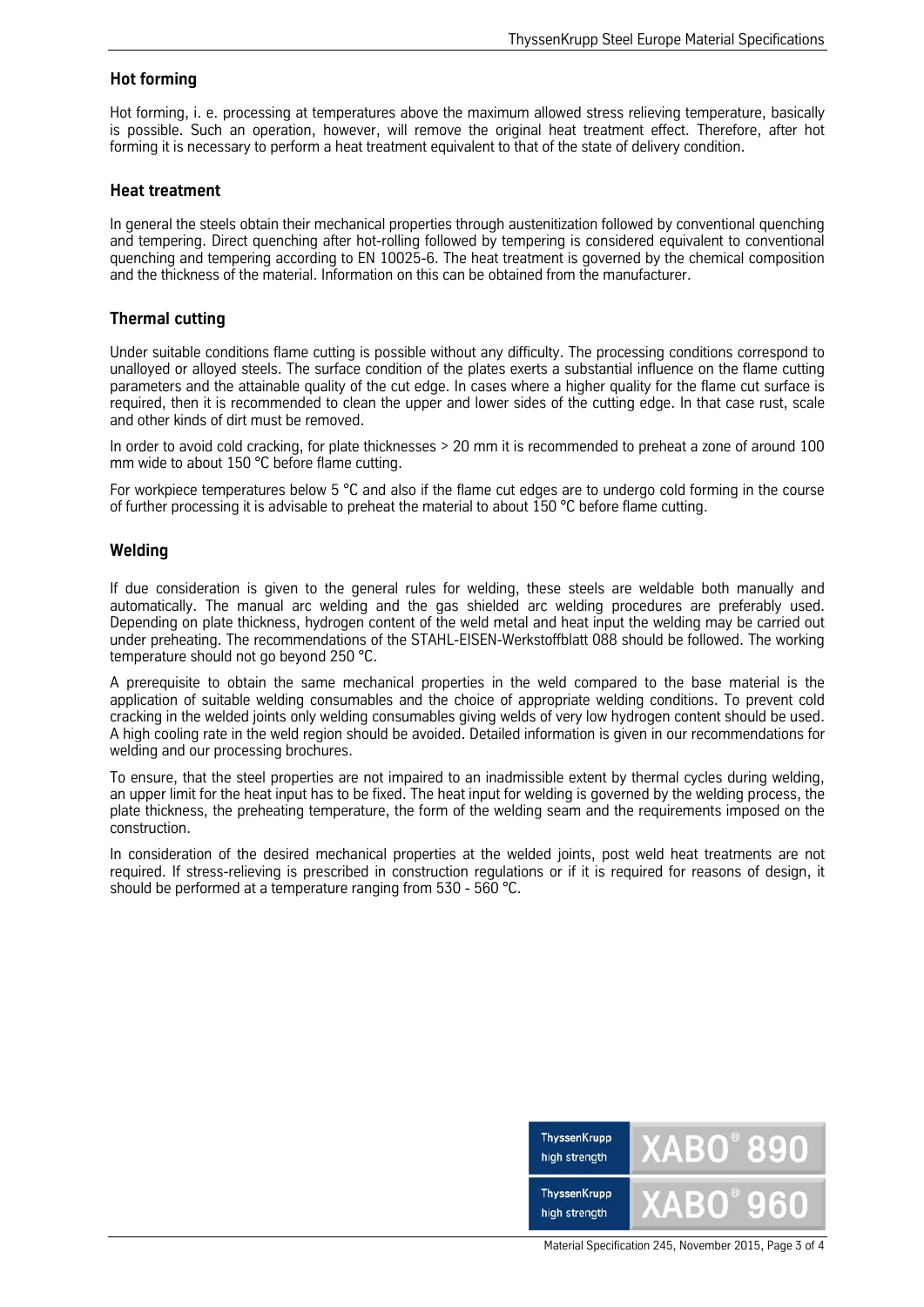## Hot forming

Hot forming, i. e. processing at temperatures above the maximum allowed stress relieving temperature, basically is possible. Such an operation, however, will remove the original heat treatment effect. Therefore, after hot forming it is necessary to perform a heat treatment equivalent to that of the state of delivery condition.

## Heat treatment

In general the steels obtain their mechanical properties through austenitization followed by conventional quenching and tempering. Direct quenching after hot-rolling followed by tempering is considered equivalent to conventional quenching and tempering according to EN 10025-6. The heat treatment is governed by the chemical composition and the thickness of the material. Information on this can be obtained from the manufacturer.

## Thermal cutting

Under suitable conditions flame cutting is possible without any difficulty. The processing conditions correspond to unalloyed or alloyed steels. The surface condition of the plates exerts a substantial influence on the flame cutting parameters and the attainable quality of the cut edge. In cases where a higher quality for the flame cut surface is required, then it is recommended to clean the upper and lower sides of the cutting edge. In that case rust, scale and other kinds of dirt must be removed.

In order to avoid cold cracking, for plate thicknesses > 20 mm it is recommended to preheat a zone of around 100 mm wide to about 150 °C before flame cutting.

For workpiece temperatures below 5 °C and also if the flame cut edges are to undergo cold forming in the course of further processing it is advisable to preheat the material to about 150 °C before flame cutting.

## Welding

If due consideration is given to the general rules for welding, these steels are weldable both manually and automatically. The manual arc welding and the gas shielded arc welding procedures are preferably used. Depending on plate thickness, hydrogen content of the weld metal and heat input the welding may be carried out under preheating. The recommendations of the STAHL-EISEN-Werkstoffblatt 088 should be followed. The working temperature should not go beyond 250 °C.

A prerequisite to obtain the same mechanical properties in the weld compared to the base material is the application of suitable welding consumables and the choice of appropriate welding conditions. To prevent cold cracking in the welded joints only welding consumables giving welds of very low hydrogen content should be used. A high cooling rate in the weld region should be avoided. Detailed information is given in our recommendations for welding and our processing brochures.

To ensure, that the steel properties are not impaired to an inadmissible extent by thermal cycles during welding, an upper limit for the heat input has to be fixed. The heat input for welding is governed by the welding process, the plate thickness, the preheating temperature, the form of the welding seam and the requirements imposed on the construction.

In consideration of the desired mechanical properties at the welded joints, post weld heat treatments are not required. If stress-relieving is prescribed in construction regulations or if it is required for reasons of design, it should be performed at a temperature ranging from 530 - 560 °C.

ThyssenKrupp high strength XABO® 890

ThyssenKrupp high strength XABO® 960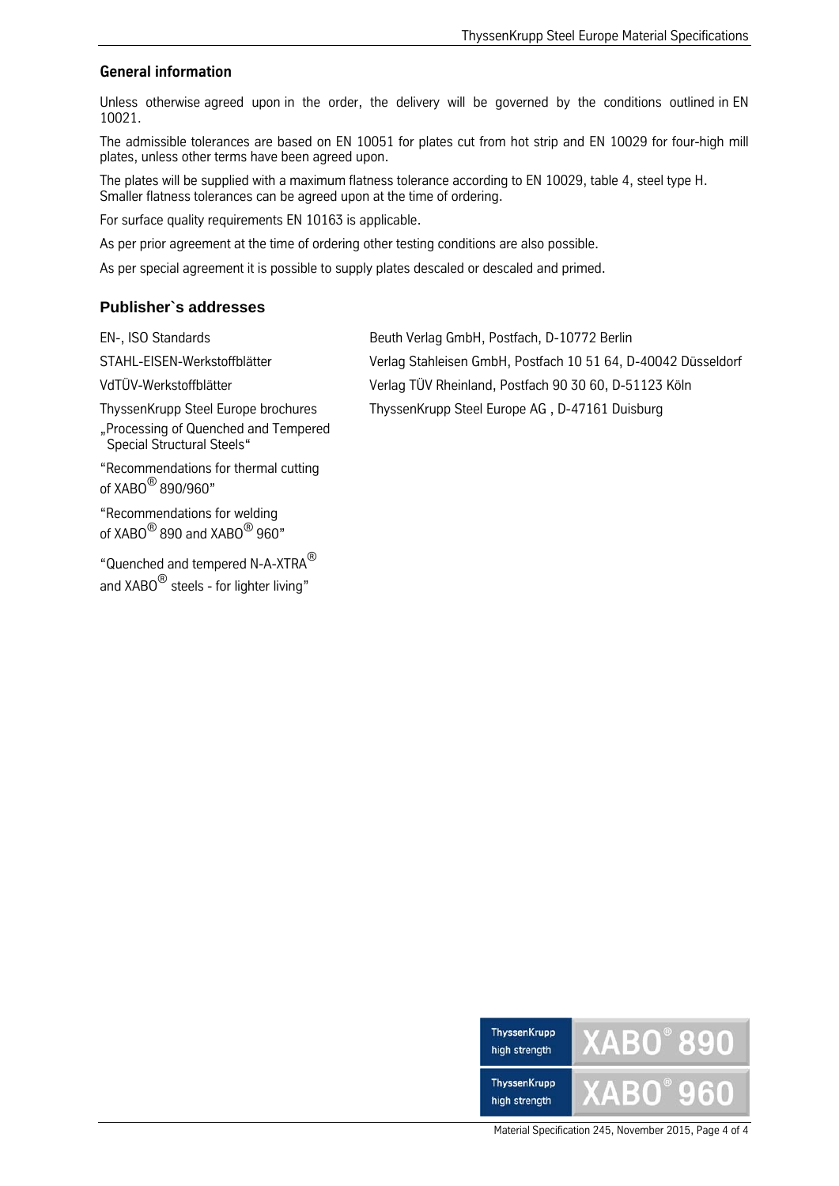## General information

Unless otherwise agreed upon in the order, the delivery will be governed by the conditions outlined in EN 10021.

The admissible tolerances are based on EN 10051 for plates cut from hot strip and EN 10029 for four-high mill plates, unless other terms have been agreed upon.

The plates will be supplied with a maximum flatness tolerance according to EN 10029, table 4, steel type H. Smaller flatness tolerances can be agreed upon at the time of ordering.

For surface quality requirements EN 10163 is applicable.

As per prior agreement at the time of ordering other testing conditions are also possible.

As per special agreement it is possible to supply plates descaled or descaled and primed.

## Publisher`s addresses

| | |
|---|---|
| EN-, ISO Standards | Beuth Verlag GmbH, Postfach, D-10772 Berlin |
| STAHL-EISEN-Werkstoffblätter | Verlag Stahleisen GmbH, Postfach 10 51 64, D-40042 Düsseldorf |
| VdTÜV-Werkstoffblätter | Verlag TÜV Rheinland, Postfach 90 30 60, D-51123 Köln |
| ThyssenKrupp Steel Europe brochures | ThyssenKrupp Steel Europe AG , D-47161 Duisburg |

„Processing of Quenched and Tempered Special Structural Steels"

"Recommendations for thermal cutting of XABO® 890/960"

"Recommendations for welding of XABO® 890 and XABO® 960"

"Quenched and tempered N-A-XTRA® and XABO® steels - for lighter living"

ThyssenKrupp high strength XABO® 890

ThyssenKrupp high strength XABO® 960